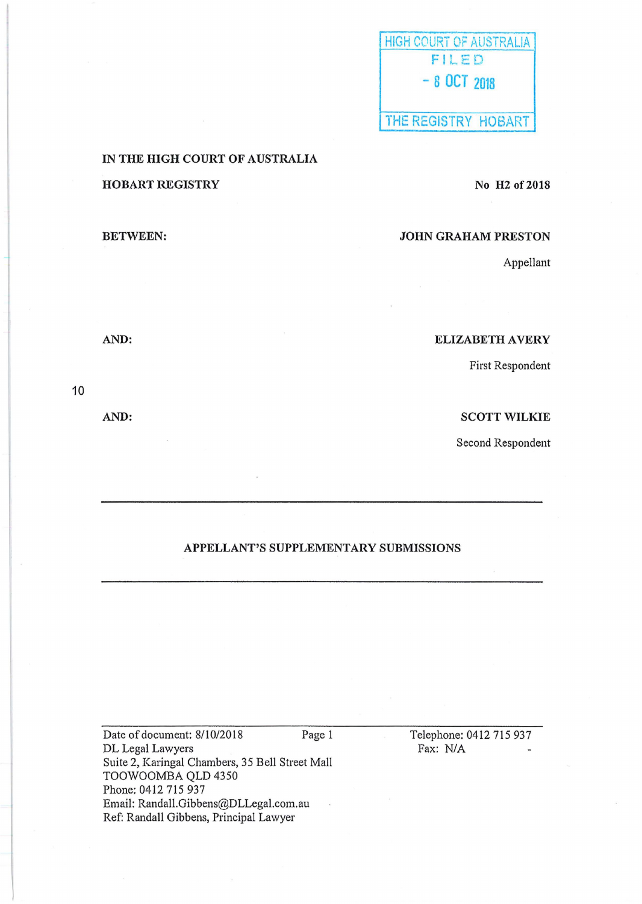HIGH COURT OF AUSTRALIA
FILED
- 8 OCT 2018
THE REGISTRY HOBART

**IN THE HIGH COURT OF AUSTRALIA**

**HOBART REGISTRY** **No H2 of 2018**

**BETWEEN:** **JOHN GRAHAM PRESTON**

Appellant

**AND:** **ELIZABETH AVERY**

First Respondent

**AND:** **SCOTT WILKIE**

Second Respondent

---

**APPELLANT'S SUPPLEMENTARY SUBMISSIONS**

---

Date of document: 8/10/2018
DL Legal Lawyers
Suite 2, Karingal Chambers, 35 Bell Street Mall
TOOWOOMBA QLD 4350
Phone: 0412 715 937
Email: Randall.Gibbens@DLLegal.com.au
Ref: Randall Gibbens, Principal Lawyer

Telephone: 0412 715 937
Fax: N/A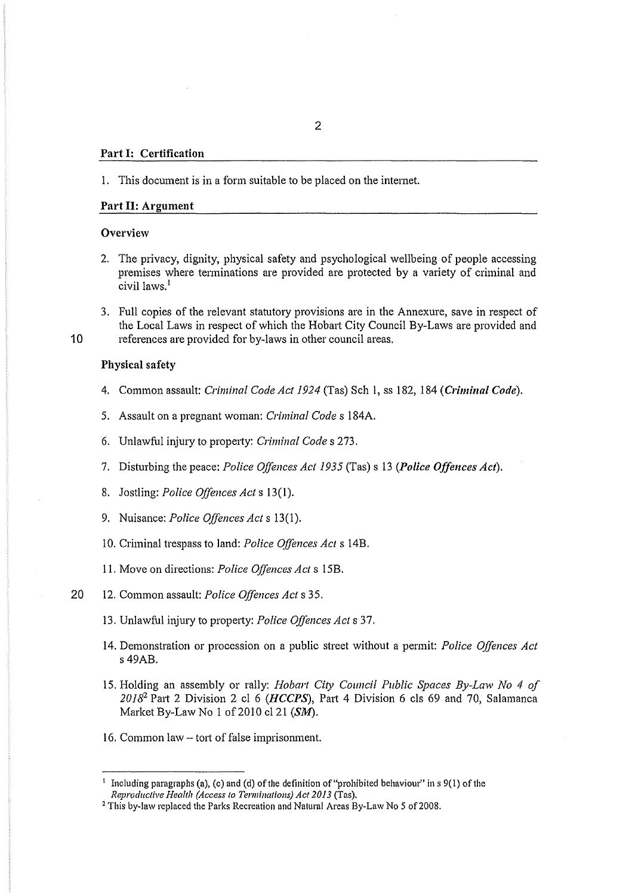## Part I: Certification

1. This document is in a form suitable to be placed on the internet.

## Part II: Argument

### Overview

2. The privacy, dignity, physical safety and psychological wellbeing of people accessing premises where terminations are provided are protected by a variety of criminal and civil laws.[1]

3. Full copies of the relevant statutory provisions are in the Annexure, save in respect of the Local Laws in respect of which the Hobart City Council By-Laws are provided and references are provided for by-laws in other council areas.

### Physical safety

4. Common assault: *Criminal Code Act 1924* (Tas) Sch 1, ss 182, 184 (***Criminal Code***).

5. Assault on a pregnant woman: *Criminal Code* s 184A.

6. Unlawful injury to property: *Criminal Code* s 273.

7. Disturbing the peace: *Police Offences Act 1935* (Tas) s 13 (***Police Offences Act***).

8. Jostling: *Police Offences Act* s 13(1).

9. Nuisance: *Police Offences Act* s 13(1).

10. Criminal trespass to land: *Police Offences Act* s 14B.

11. Move on directions: *Police Offences Act* s 15B.

12. Common assault: *Police Offences Act* s 35.

13. Unlawful injury to property: *Police Offences Act* s 37.

14. Demonstration or procession on a public street without a permit: *Police Offences Act* s 49AB.

15. Holding an assembly or rally: *Hobart City Council Public Spaces By-Law No 4 of 2018*[2] Part 2 Division 2 cl 6 (***HCCPS***), Part 4 Division 6 cls 69 and 70, Salamanca Market By-Law No 1 of 2010 cl 21 (***SM***).

16. Common law – tort of false imprisonment.

---

[1] Including paragraphs (a), (c) and (d) of the definition of "prohibited behaviour" in s 9(1) of the *Reproductive Health (Access to Terminations) Act 2013* (Tas).

[2] This by-law replaced the Parks Recreation and Natural Areas By-Law No 5 of 2008.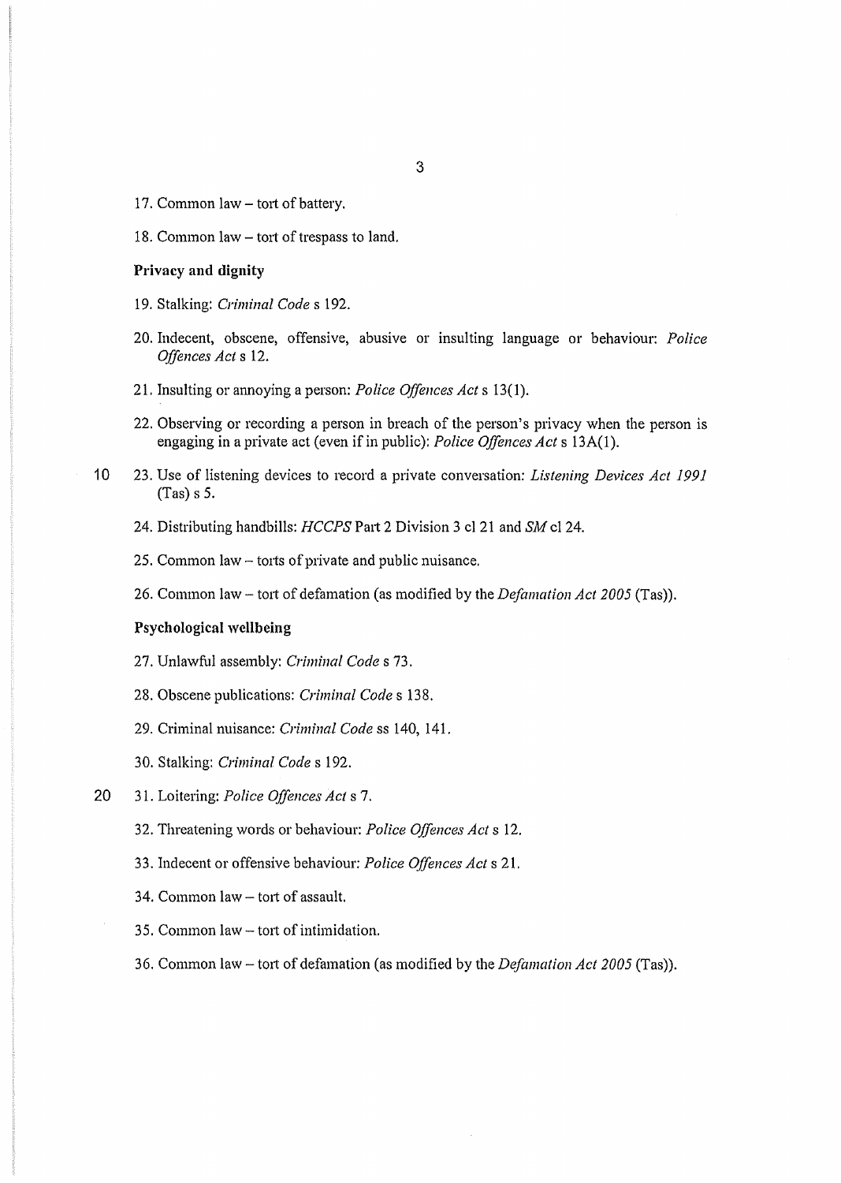17. Common law – tort of battery.

18. Common law – tort of trespass to land.

**Privacy and dignity**

19. Stalking: *Criminal Code* s 192.

20. Indecent, obscene, offensive, abusive or insulting language or behaviour: *Police Offences Act* s 12.

21. Insulting or annoying a person: *Police Offences Act* s 13(1).

22. Observing or recording a person in breach of the person's privacy when the person is engaging in a private act (even if in public): *Police Offences Act* s 13A(1).

23. Use of listening devices to record a private conversation: *Listening Devices Act 1991* (Tas) s 5.

24. Distributing handbills: *HCCPS* Part 2 Division 3 cl 21 and *SM* cl 24.

25. Common law – torts of private and public nuisance.

26. Common law – tort of defamation (as modified by the *Defamation Act 2005* (Tas)).

**Psychological wellbeing**

27. Unlawful assembly: *Criminal Code* s 73.

28. Obscene publications: *Criminal Code* s 138.

29. Criminal nuisance: *Criminal Code* ss 140, 141.

30. Stalking: *Criminal Code* s 192.

31. Loitering: *Police Offences Act* s 7.

32. Threatening words or behaviour: *Police Offences Act* s 12.

33. Indecent or offensive behaviour: *Police Offences Act* s 21.

34. Common law – tort of assault.

35. Common law – tort of intimidation.

36. Common law – tort of defamation (as modified by the *Defamation Act 2005* (Tas)).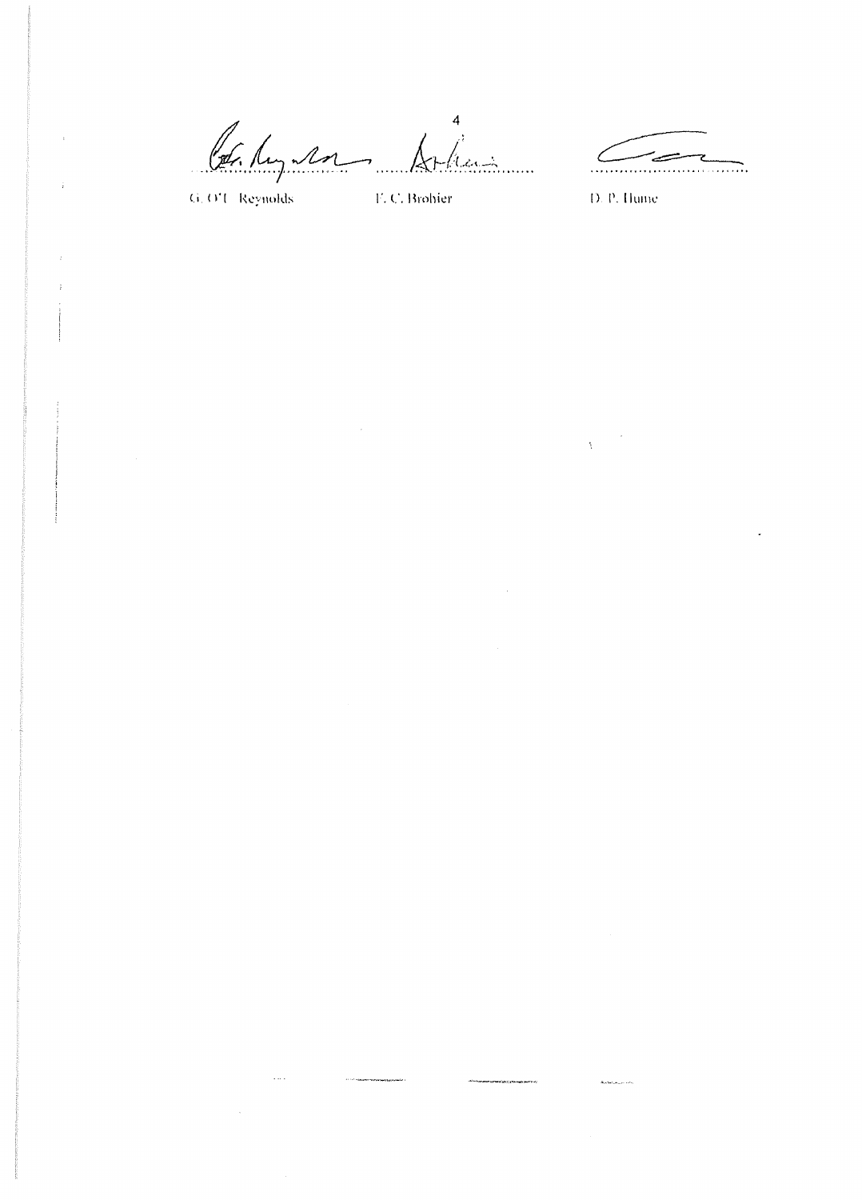G. O'E. Reynolds    F. C. Brohier    D. P. Hume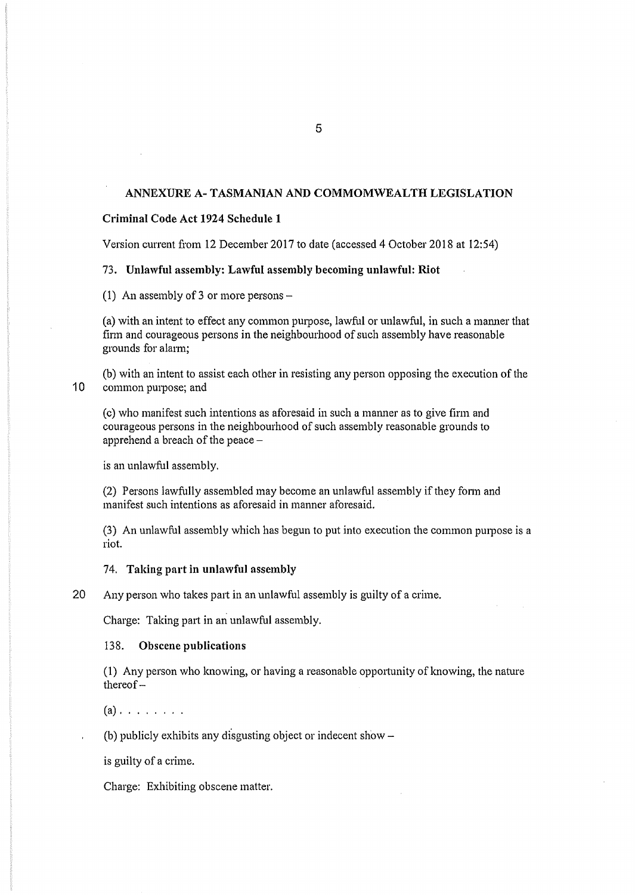## ANNEXURE A- TASMANIAN AND COMMOMWEALTH LEGISLATION

**Criminal Code Act 1924 Schedule 1**

Version current from 12 December 2017 to date (accessed 4 October 2018 at 12:54)

### 73. Unlawful assembly: Lawful assembly becoming unlawful: Riot

(1) An assembly of 3 or more persons –

(a) with an intent to effect any common purpose, lawful or unlawful, in such a manner that firm and courageous persons in the neighbourhood of such assembly have reasonable grounds for alarm;

(b) with an intent to assist each other in resisting any person opposing the execution of the common purpose; and

(c) who manifest such intentions as aforesaid in such a manner as to give firm and courageous persons in the neighbourhood of such assembly reasonable grounds to apprehend a breach of the peace –

is an unlawful assembly.

(2) Persons lawfully assembled may become an unlawful assembly if they form and manifest such intentions as aforesaid in manner aforesaid.

(3) An unlawful assembly which has begun to put into execution the common purpose is a riot.

### 74. Taking part in unlawful assembly

Any person who takes part in an unlawful assembly is guilty of a crime.

Charge: Taking part in an unlawful assembly.

### 138. Obscene publications

(1) Any person who knowing, or having a reasonable opportunity of knowing, the nature thereof –

(a) . . . . . . . .

(b) publicly exhibits any disgusting object or indecent show –

is guilty of a crime.

Charge: Exhibiting obscene matter.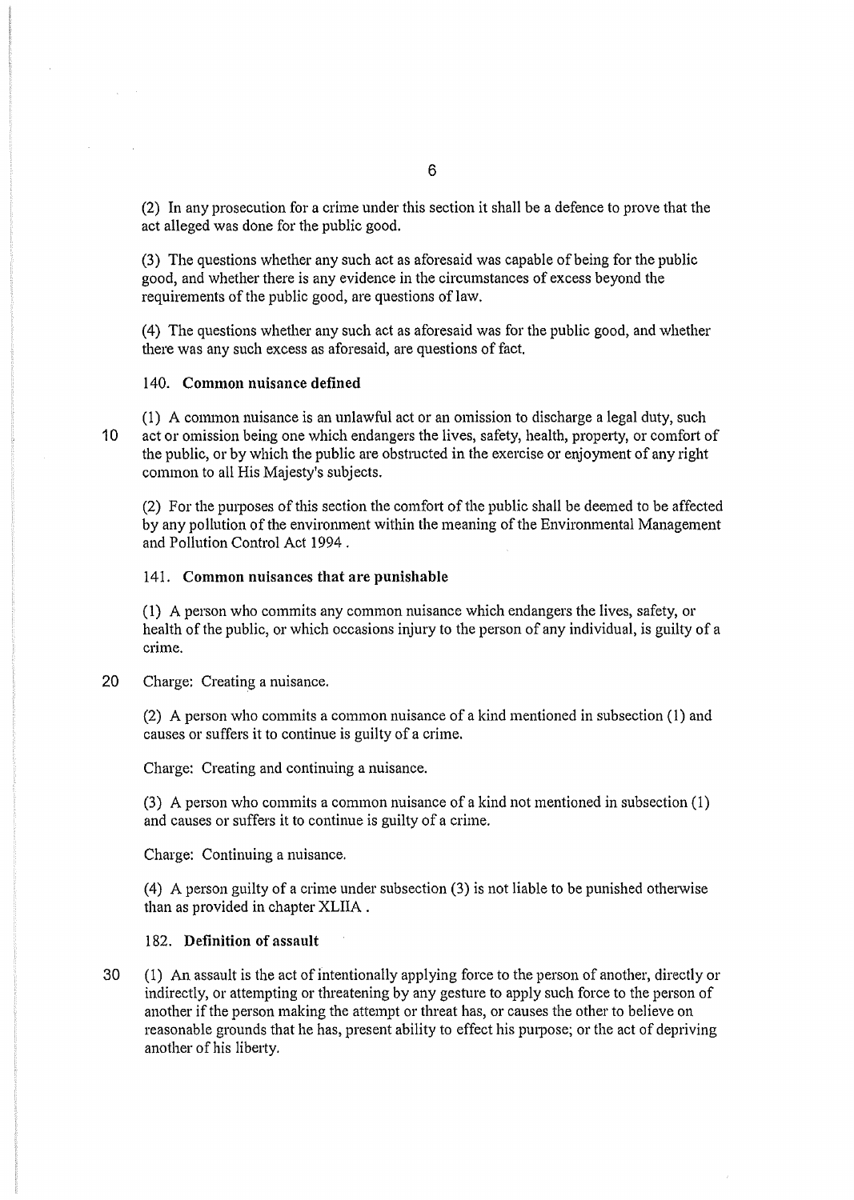(2) In any prosecution for a crime under this section it shall be a defence to prove that the act alleged was done for the public good.

(3) The questions whether any such act as aforesaid was capable of being for the public good, and whether there is any evidence in the circumstances of excess beyond the requirements of the public good, are questions of law.

(4) The questions whether any such act as aforesaid was for the public good, and whether there was any such excess as aforesaid, are questions of fact.

### 140. **Common nuisance defined**

(1) A common nuisance is an unlawful act or an omission to discharge a legal duty, such act or omission being one which endangers the lives, safety, health, property, or comfort of the public, or by which the public are obstructed in the exercise or enjoyment of any right common to all His Majesty's subjects.

(2) For the purposes of this section the comfort of the public shall be deemed to be affected by any pollution of the environment within the meaning of the Environmental Management and Pollution Control Act 1994 .

### 141. **Common nuisances that are punishable**

(1) A person who commits any common nuisance which endangers the lives, safety, or health of the public, or which occasions injury to the person of any individual, is guilty of a crime.

Charge: Creating a nuisance.

(2) A person who commits a common nuisance of a kind mentioned in subsection (1) and causes or suffers it to continue is guilty of a crime.

Charge: Creating and continuing a nuisance.

(3) A person who commits a common nuisance of a kind not mentioned in subsection (1) and causes or suffers it to continue is guilty of a crime.

Charge: Continuing a nuisance.

(4) A person guilty of a crime under subsection (3) is not liable to be punished otherwise than as provided in chapter XLIIA .

### 182. **Definition of assault**

(1) An assault is the act of intentionally applying force to the person of another, directly or indirectly, or attempting or threatening by any gesture to apply such force to the person of another if the person making the attempt or threat has, or causes the other to believe on reasonable grounds that he has, present ability to effect his purpose; or the act of depriving another of his liberty.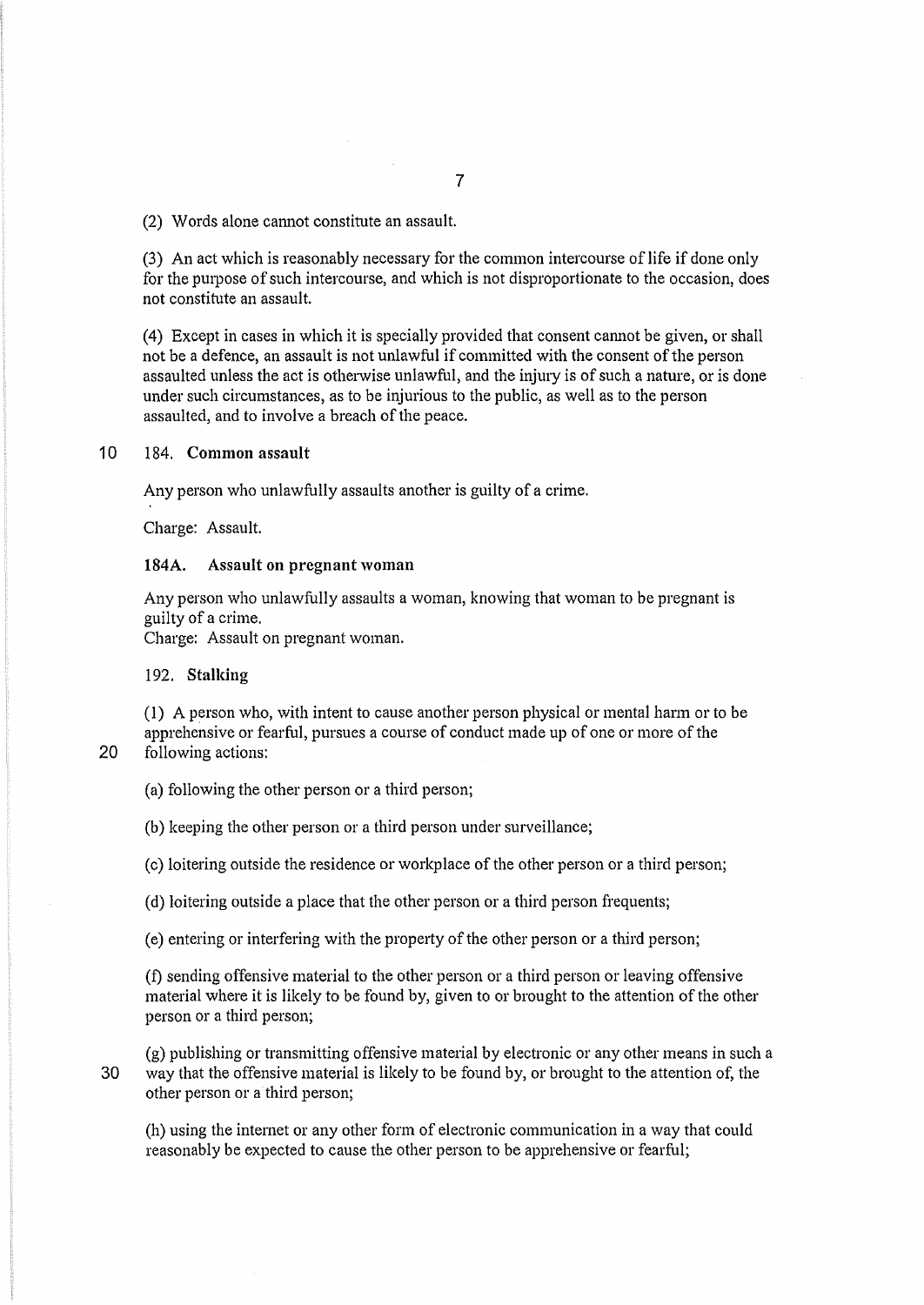(2) Words alone cannot constitute an assault.

(3) An act which is reasonably necessary for the common intercourse of life if done only for the purpose of such intercourse, and which is not disproportionate to the occasion, does not constitute an assault.

(4) Except in cases in which it is specially provided that consent cannot be given, or shall not be a defence, an assault is not unlawful if committed with the consent of the person assaulted unless the act is otherwise unlawful, and the injury is of such a nature, or is done under such circumstances, as to be injurious to the public, as well as to the person assaulted, and to involve a breach of the peace.

184. **Common assault**

Any person who unlawfully assaults another is guilty of a crime.

Charge: Assault.

**184A. Assault on pregnant woman**

Any person who unlawfully assaults a woman, knowing that woman to be pregnant is guilty of a crime.
Charge: Assault on pregnant woman.

192. **Stalking**

(1) A person who, with intent to cause another person physical or mental harm or to be apprehensive or fearful, pursues a course of conduct made up of one or more of the following actions:

(a) following the other person or a third person;

(b) keeping the other person or a third person under surveillance;

(c) loitering outside the residence or workplace of the other person or a third person;

(d) loitering outside a place that the other person or a third person frequents;

(e) entering or interfering with the property of the other person or a third person;

(f) sending offensive material to the other person or a third person or leaving offensive material where it is likely to be found by, given to or brought to the attention of the other person or a third person;

(g) publishing or transmitting offensive material by electronic or any other means in such a way that the offensive material is likely to be found by, or brought to the attention of, the other person or a third person;

(h) using the internet or any other form of electronic communication in a way that could reasonably be expected to cause the other person to be apprehensive or fearful;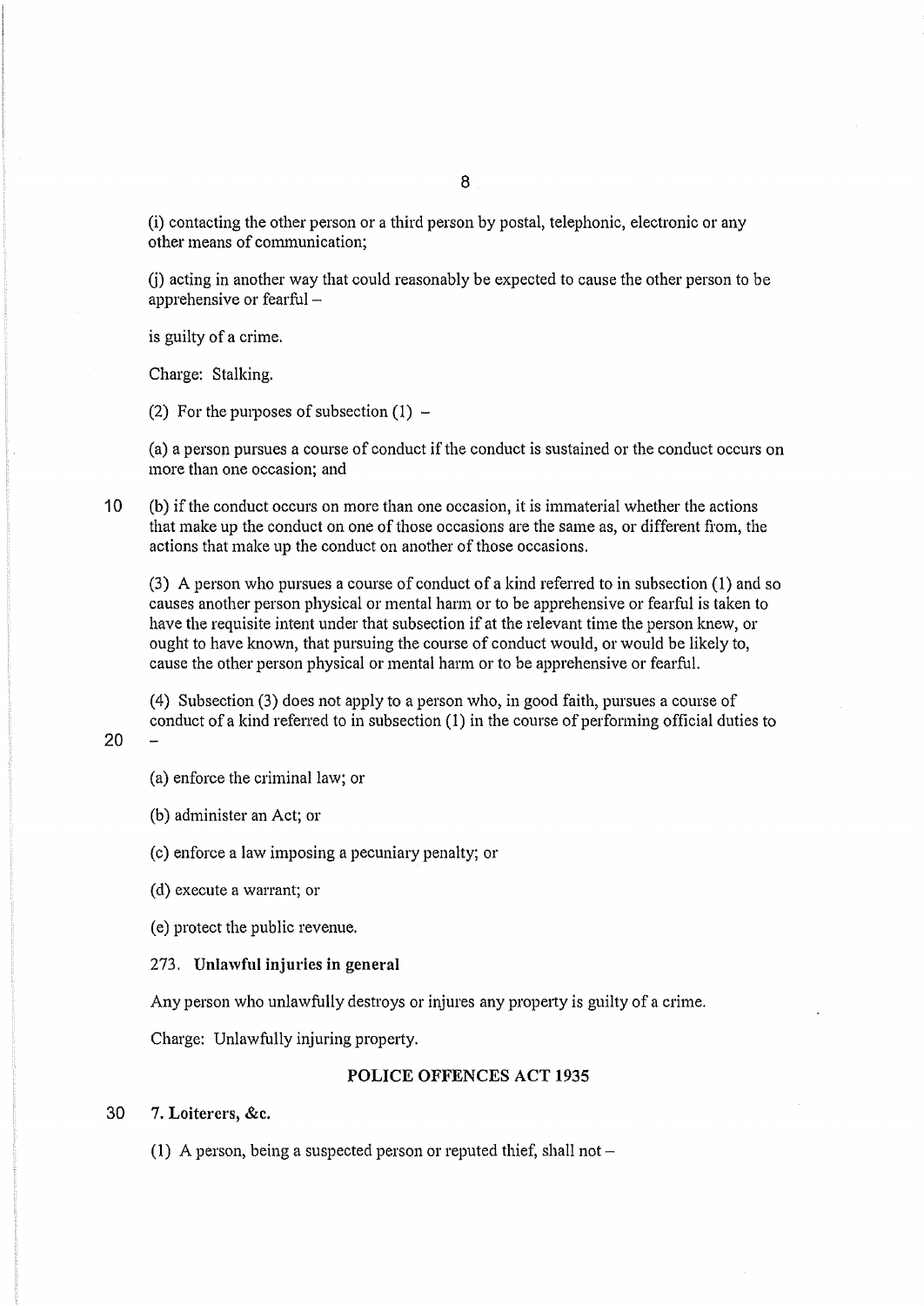(i) contacting the other person or a third person by postal, telephonic, electronic or any other means of communication;

(j) acting in another way that could reasonably be expected to cause the other person to be apprehensive or fearful –

is guilty of a crime.

Charge: Stalking.

(2) For the purposes of subsection (1) –

(a) a person pursues a course of conduct if the conduct is sustained or the conduct occurs on more than one occasion; and

(b) if the conduct occurs on more than one occasion, it is immaterial whether the actions that make up the conduct on one of those occasions are the same as, or different from, the actions that make up the conduct on another of those occasions.

(3) A person who pursues a course of conduct of a kind referred to in subsection (1) and so causes another person physical or mental harm or to be apprehensive or fearful is taken to have the requisite intent under that subsection if at the relevant time the person knew, or ought to have known, that pursuing the course of conduct would, or would be likely to, cause the other person physical or mental harm or to be apprehensive or fearful.

(4) Subsection (3) does not apply to a person who, in good faith, pursues a course of conduct of a kind referred to in subsection (1) in the course of performing official duties to –

(a) enforce the criminal law; or

(b) administer an Act; or

(c) enforce a law imposing a pecuniary penalty; or

(d) execute a warrant; or

(e) protect the public revenue.

### 273. Unlawful injuries in general

Any person who unlawfully destroys or injures any property is guilty of a crime.

Charge: Unlawfully injuring property.

## POLICE OFFENCES ACT 1935

### 7. Loiterers, &c.

(1) A person, being a suspected person or reputed thief, shall not –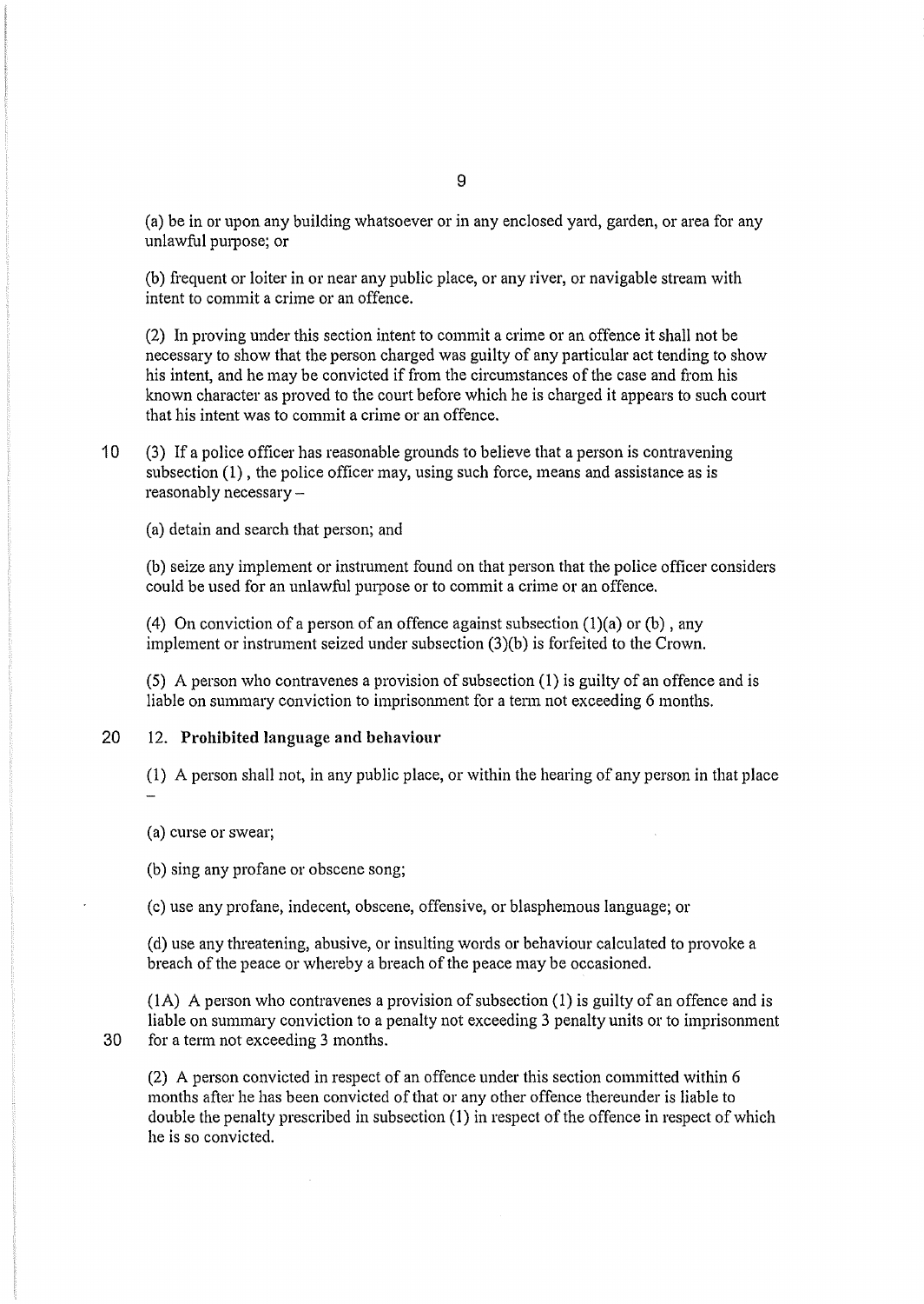(a) be in or upon any building whatsoever or in any enclosed yard, garden, or area for any unlawful purpose; or

(b) frequent or loiter in or near any public place, or any river, or navigable stream with intent to commit a crime or an offence.

(2) In proving under this section intent to commit a crime or an offence it shall not be necessary to show that the person charged was guilty of any particular act tending to show his intent, and he may be convicted if from the circumstances of the case and from his known character as proved to the court before which he is charged it appears to such court that his intent was to commit a crime or an offence.

(3) If a police officer has reasonable grounds to believe that a person is contravening subsection (1) , the police officer may, using such force, means and assistance as is reasonably necessary –

(a) detain and search that person; and

(b) seize any implement or instrument found on that person that the police officer considers could be used for an unlawful purpose or to commit a crime or an offence.

(4) On conviction of a person of an offence against subsection (1)(a) or (b) , any implement or instrument seized under subsection (3)(b) is forfeited to the Crown.

(5) A person who contravenes a provision of subsection (1) is guilty of an offence and is liable on summary conviction to imprisonment for a term not exceeding 6 months.

### 12. Prohibited language and behaviour

(1) A person shall not, in any public place, or within the hearing of any person in that place –

(a) curse or swear;

(b) sing any profane or obscene song;

(c) use any profane, indecent, obscene, offensive, or blasphemous language; or

(d) use any threatening, abusive, or insulting words or behaviour calculated to provoke a breach of the peace or whereby a breach of the peace may be occasioned.

(1A) A person who contravenes a provision of subsection (1) is guilty of an offence and is liable on summary conviction to a penalty not exceeding 3 penalty units or to imprisonment for a term not exceeding 3 months.

(2) A person convicted in respect of an offence under this section committed within 6 months after he has been convicted of that or any other offence thereunder is liable to double the penalty prescribed in subsection (1) in respect of the offence in respect of which he is so convicted.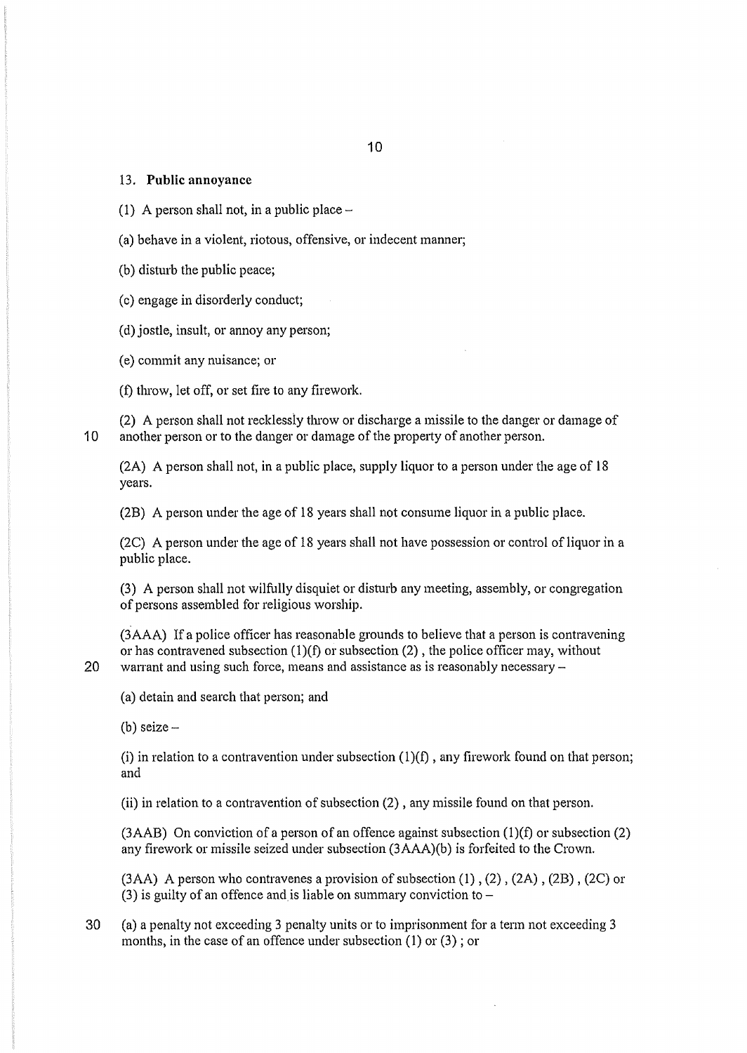### 13. **Public annoyance**

(1) A person shall not, in a public place –

(a) behave in a violent, riotous, offensive, or indecent manner;

(b) disturb the public peace;

(c) engage in disorderly conduct;

(d) jostle, insult, or annoy any person;

(e) commit any nuisance; or

(f) throw, let off, or set fire to any firework.

(2) A person shall not recklessly throw or discharge a missile to the danger or damage of another person or to the danger or damage of the property of another person.

(2A) A person shall not, in a public place, supply liquor to a person under the age of 18 years.

(2B) A person under the age of 18 years shall not consume liquor in a public place.

(2C) A person under the age of 18 years shall not have possession or control of liquor in a public place.

(3) A person shall not wilfully disquiet or disturb any meeting, assembly, or congregation of persons assembled for religious worship.

(3AAA) If a police officer has reasonable grounds to believe that a person is contravening or has contravened subsection (1)(f) or subsection (2) , the police officer may, without warrant and using such force, means and assistance as is reasonably necessary –

(a) detain and search that person; and

(b) seize –

(i) in relation to a contravention under subsection (1)(f) , any firework found on that person; and

(ii) in relation to a contravention of subsection (2) , any missile found on that person.

(3AAB) On conviction of a person of an offence against subsection (1)(f) or subsection (2) any firework or missile seized under subsection (3AAA)(b) is forfeited to the Crown.

(3AA) A person who contravenes a provision of subsection (1) , (2) , (2A) , (2B) , (2C) or (3) is guilty of an offence and is liable on summary conviction to –

(a) a penalty not exceeding 3 penalty units or to imprisonment for a term not exceeding 3 months, in the case of an offence under subsection (1) or (3) ; or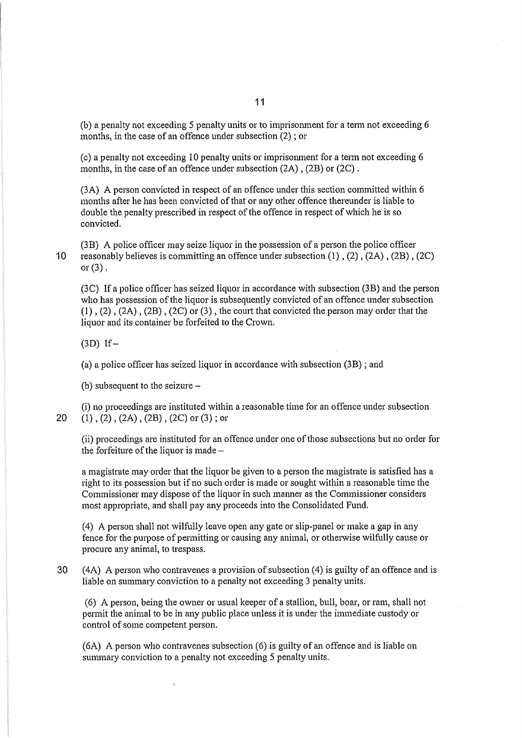(b) a penalty not exceeding 5 penalty units or to imprisonment for a term not exceeding 6 months, in the case of an offence under subsection (2) ; or

(c) a penalty not exceeding 10 penalty units or imprisonment for a term not exceeding 6 months, in the case of an offence under subsection (2A) , (2B) or (2C) .

(3A) A person convicted in respect of an offence under this section committed within 6 months after he has been convicted of that or any other offence thereunder is liable to double the penalty prescribed in respect of the offence in respect of which he is so convicted.

(3B) A police officer may seize liquor in the possession of a person the police officer reasonably believes is committing an offence under subsection (1) , (2) , (2A) , (2B) , (2C) or (3) .

(3C) If a police officer has seized liquor in accordance with subsection (3B) and the person who has possession of the liquor is subsequently convicted of an offence under subsection (1) , (2) , (2A) , (2B) , (2C) or (3) , the court that convicted the person may order that the liquor and its container be forfeited to the Crown.

(3D) If –

(a) a police officer has seized liquor in accordance with subsection (3B) ; and

(b) subsequent to the seizure –

(i) no proceedings are instituted within a reasonable time for an offence under subsection (1) , (2) , (2A) , (2B) , (2C) or (3) ; or

(ii) proceedings are instituted for an offence under one of those subsections but no order for the forfeiture of the liquor is made –

a magistrate may order that the liquor be given to a person the magistrate is satisfied has a right to its possession but if no such order is made or sought within a reasonable time the Commissioner may dispose of the liquor in such manner as the Commissioner considers most appropriate, and shall pay any proceeds into the Consolidated Fund.

(4) A person shall not wilfully leave open any gate or slip-panel or make a gap in any fence for the purpose of permitting or causing any animal, or otherwise wilfully cause or procure any animal, to trespass.

(4A) A person who contravenes a provision of subsection (4) is guilty of an offence and is liable on summary conviction to a penalty not exceeding 3 penalty units.

(6) A person, being the owner or usual keeper of a stallion, bull, boar, or ram, shall not permit the animal to be in any public place unless it is under the immediate custody or control of some competent person.

(6A) A person who contravenes subsection (6) is guilty of an offence and is liable on summary conviction to a penalty not exceeding 5 penalty units.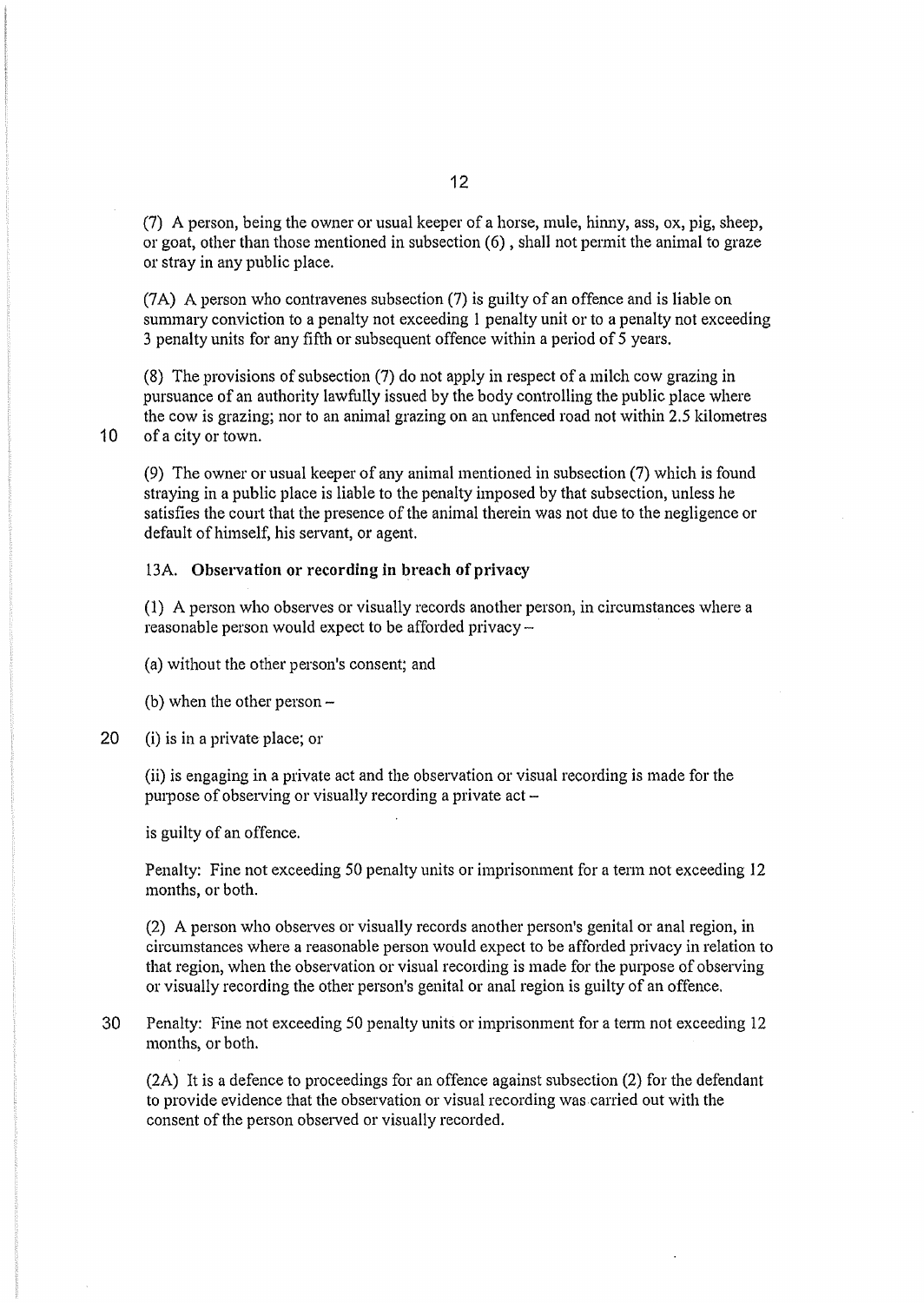(7) A person, being the owner or usual keeper of a horse, mule, hinny, ass, ox, pig, sheep, or goat, other than those mentioned in subsection (6) , shall not permit the animal to graze or stray in any public place.

(7A) A person who contravenes subsection (7) is guilty of an offence and is liable on summary conviction to a penalty not exceeding 1 penalty unit or to a penalty not exceeding 3 penalty units for any fifth or subsequent offence within a period of 5 years.

(8) The provisions of subsection (7) do not apply in respect of a milch cow grazing in pursuance of an authority lawfully issued by the body controlling the public place where the cow is grazing; nor to an animal grazing on an unfenced road not within 2.5 kilometres of a city or town.

(9) The owner or usual keeper of any animal mentioned in subsection (7) which is found straying in a public place is liable to the penalty imposed by that subsection, unless he satisfies the court that the presence of the animal therein was not due to the negligence or default of himself, his servant, or agent.

13A. **Observation or recording in breach of privacy**

(1) A person who observes or visually records another person, in circumstances where a reasonable person would expect to be afforded privacy –

(a) without the other person's consent; and

(b) when the other person –

(i) is in a private place; or

(ii) is engaging in a private act and the observation or visual recording is made for the purpose of observing or visually recording a private act –

is guilty of an offence.

Penalty: Fine not exceeding 50 penalty units or imprisonment for a term not exceeding 12 months, or both.

(2) A person who observes or visually records another person's genital or anal region, in circumstances where a reasonable person would expect to be afforded privacy in relation to that region, when the observation or visual recording is made for the purpose of observing or visually recording the other person's genital or anal region is guilty of an offence.

Penalty: Fine not exceeding 50 penalty units or imprisonment for a term not exceeding 12 months, or both.

(2A) It is a defence to proceedings for an offence against subsection (2) for the defendant to provide evidence that the observation or visual recording was carried out with the consent of the person observed or visually recorded.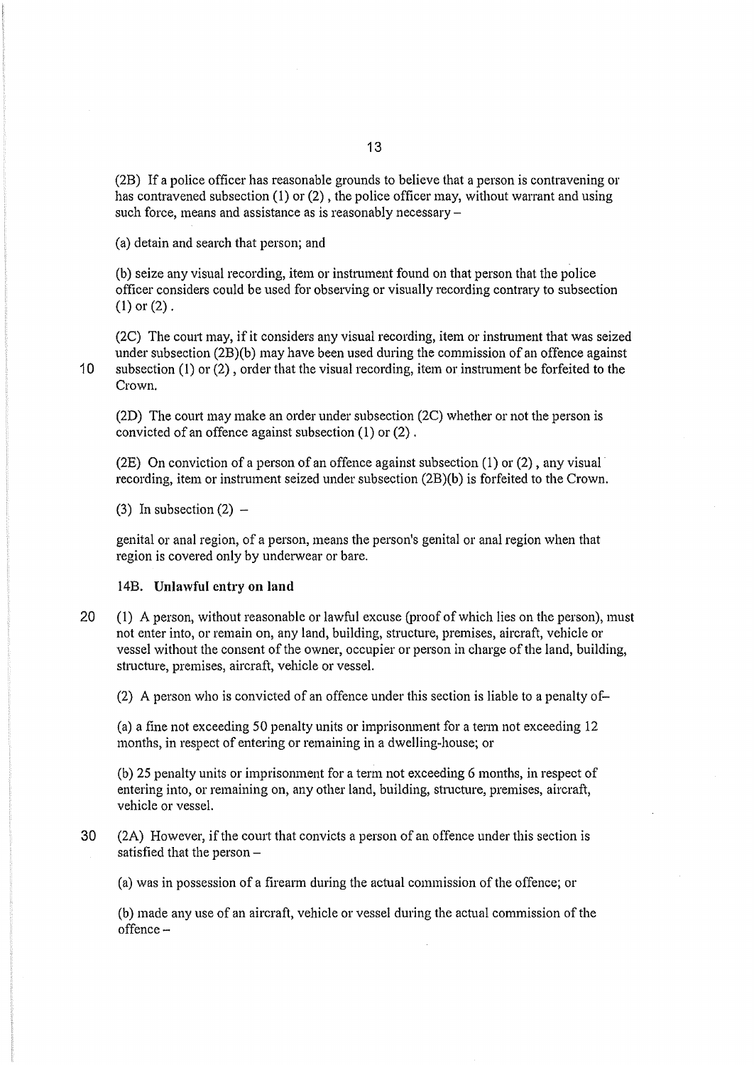(2B) If a police officer has reasonable grounds to believe that a person is contravening or has contravened subsection (1) or (2) , the police officer may, without warrant and using such force, means and assistance as is reasonably necessary –

(a) detain and search that person; and

(b) seize any visual recording, item or instrument found on that person that the police officer considers could be used for observing or visually recording contrary to subsection (1) or (2) .

(2C) The court may, if it considers any visual recording, item or instrument that was seized under subsection (2B)(b) may have been used during the commission of an offence against subsection (1) or (2) , order that the visual recording, item or instrument be forfeited to the Crown.

(2D) The court may make an order under subsection (2C) whether or not the person is convicted of an offence against subsection (1) or (2) .

(2E) On conviction of a person of an offence against subsection (1) or (2) , any visual recording, item or instrument seized under subsection (2B)(b) is forfeited to the Crown.

(3) In subsection (2) –

genital or anal region, of a person, means the person's genital or anal region when that region is covered only by underwear or bare.

**14B. Unlawful entry on land**

(1) A person, without reasonable or lawful excuse (proof of which lies on the person), must not enter into, or remain on, any land, building, structure, premises, aircraft, vehicle or vessel without the consent of the owner, occupier or person in charge of the land, building, structure, premises, aircraft, vehicle or vessel.

(2) A person who is convicted of an offence under this section is liable to a penalty of–

(a) a fine not exceeding 50 penalty units or imprisonment for a term not exceeding 12 months, in respect of entering or remaining in a dwelling-house; or

(b) 25 penalty units or imprisonment for a term not exceeding 6 months, in respect of entering into, or remaining on, any other land, building, structure, premises, aircraft, vehicle or vessel.

(2A) However, if the court that convicts a person of an offence under this section is satisfied that the person –

(a) was in possession of a firearm during the actual commission of the offence; or

(b) made any use of an aircraft, vehicle or vessel during the actual commission of the offence –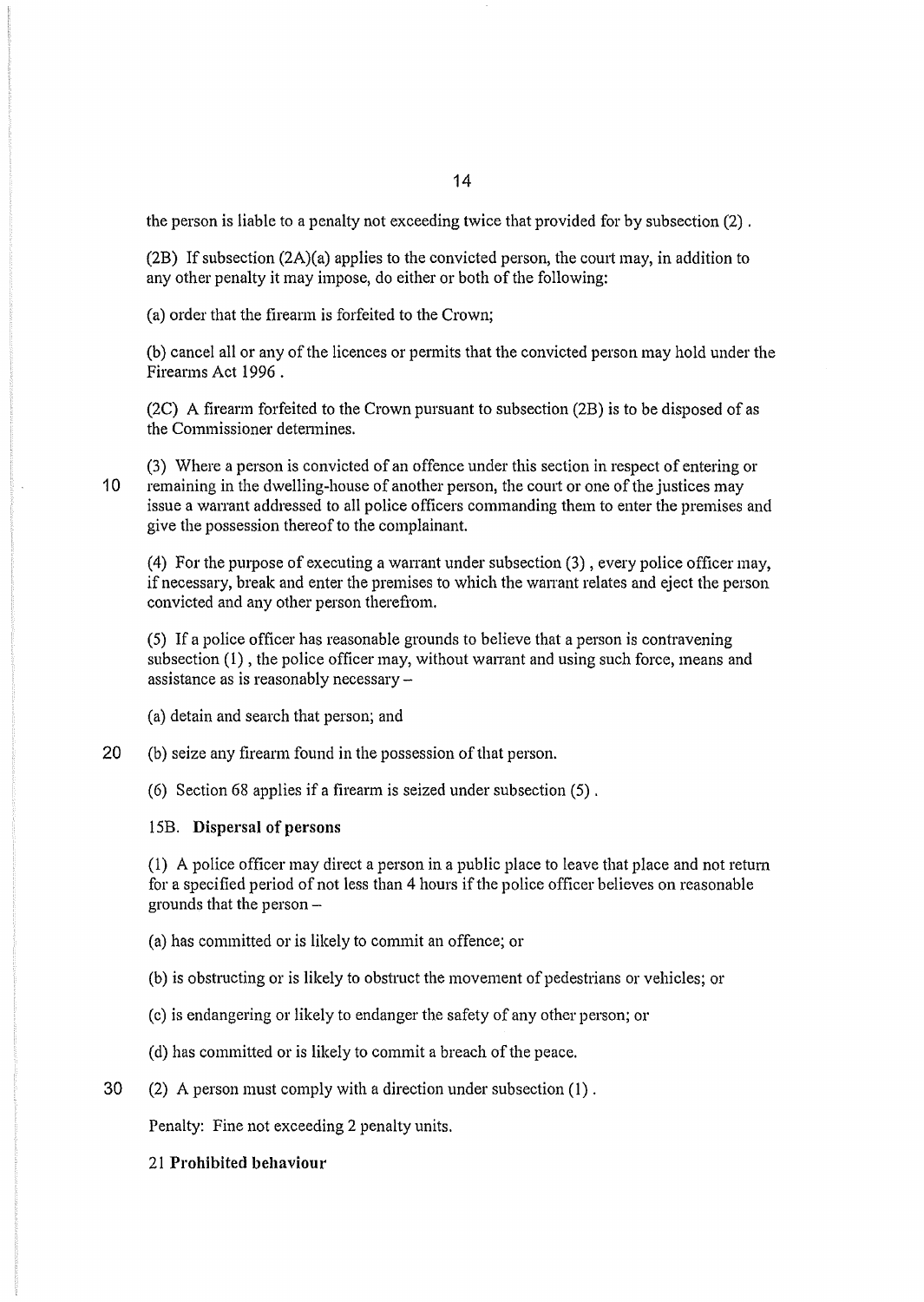the person is liable to a penalty not exceeding twice that provided for by subsection (2) .

(2B) If subsection (2A)(a) applies to the convicted person, the court may, in addition to any other penalty it may impose, do either or both of the following:

(a) order that the firearm is forfeited to the Crown;

(b) cancel all or any of the licences or permits that the convicted person may hold under the Firearms Act 1996 .

(2C) A firearm forfeited to the Crown pursuant to subsection (2B) is to be disposed of as the Commissioner determines.

(3) Where a person is convicted of an offence under this section in respect of entering or remaining in the dwelling-house of another person, the court or one of the justices may issue a warrant addressed to all police officers commanding them to enter the premises and give the possession thereof to the complainant.

(4) For the purpose of executing a warrant under subsection (3) , every police officer may, if necessary, break and enter the premises to which the warrant relates and eject the person convicted and any other person therefrom.

(5) If a police officer has reasonable grounds to believe that a person is contravening subsection (1) , the police officer may, without warrant and using such force, means and assistance as is reasonably necessary –

(a) detain and search that person; and

(b) seize any firearm found in the possession of that person.

(6) Section 68 applies if a firearm is seized under subsection (5) .

15B. **Dispersal of persons**

(1) A police officer may direct a person in a public place to leave that place and not return for a specified period of not less than 4 hours if the police officer believes on reasonable grounds that the person –

(a) has committed or is likely to commit an offence; or

(b) is obstructing or is likely to obstruct the movement of pedestrians or vehicles; or

(c) is endangering or likely to endanger the safety of any other person; or

(d) has committed or is likely to commit a breach of the peace.

(2) A person must comply with a direction under subsection (1) .

Penalty: Fine not exceeding 2 penalty units.

21 **Prohibited behaviour**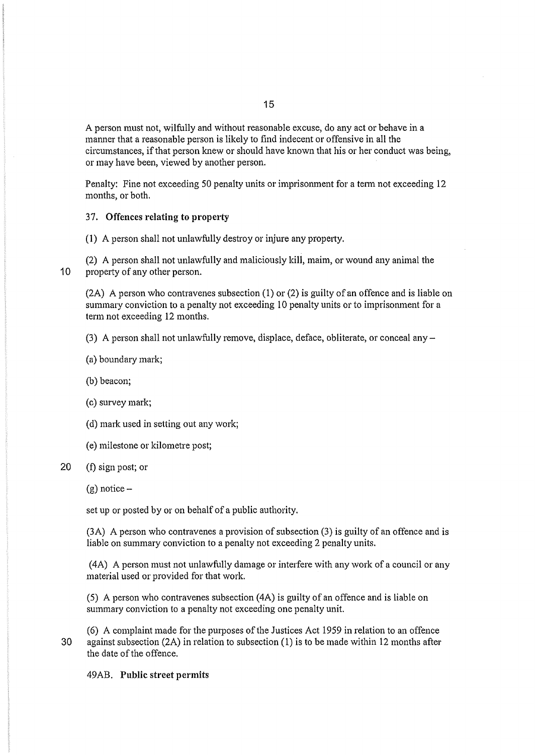A person must not, wilfully and without reasonable excuse, do any act or behave in a manner that a reasonable person is likely to find indecent or offensive in all the circumstances, if that person knew or should have known that his or her conduct was being, or may have been, viewed by another person.

Penalty: Fine not exceeding 50 penalty units or imprisonment for a term not exceeding 12 months, or both.

37. **Offences relating to property**

(1) A person shall not unlawfully destroy or injure any property.

(2) A person shall not unlawfully and maliciously kill, maim, or wound any animal the property of any other person.

(2A) A person who contravenes subsection (1) or (2) is guilty of an offence and is liable on summary conviction to a penalty not exceeding 10 penalty units or to imprisonment for a term not exceeding 12 months.

(3) A person shall not unlawfully remove, displace, deface, obliterate, or conceal any –

(a) boundary mark;

(b) beacon;

(c) survey mark;

(d) mark used in setting out any work;

(e) milestone or kilometre post;

(f) sign post; or

(g) notice –

set up or posted by or on behalf of a public authority.

(3A) A person who contravenes a provision of subsection (3) is guilty of an offence and is liable on summary conviction to a penalty not exceeding 2 penalty units.

(4A) A person must not unlawfully damage or interfere with any work of a council or any material used or provided for that work.

(5) A person who contravenes subsection (4A) is guilty of an offence and is liable on summary conviction to a penalty not exceeding one penalty unit.

(6) A complaint made for the purposes of the Justices Act 1959 in relation to an offence against subsection (2A) in relation to subsection (1) is to be made within 12 months after the date of the offence.

49AB. **Public street permits**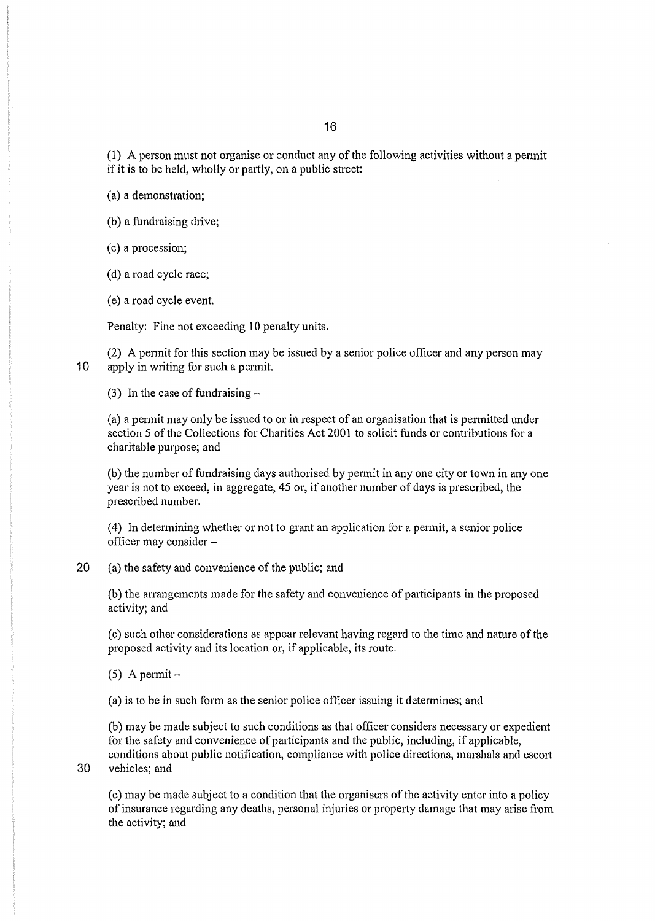(1) A person must not organise or conduct any of the following activities without a permit if it is to be held, wholly or partly, on a public street:

(a) a demonstration;

(b) a fundraising drive;

(c) a procession;

(d) a road cycle race;

(e) a road cycle event.

Penalty: Fine not exceeding 10 penalty units.

(2) A permit for this section may be issued by a senior police officer and any person may apply in writing for such a permit.

(3) In the case of fundraising –

(a) a permit may only be issued to or in respect of an organisation that is permitted under section 5 of the Collections for Charities Act 2001 to solicit funds or contributions for a charitable purpose; and

(b) the number of fundraising days authorised by permit in any one city or town in any one year is not to exceed, in aggregate, 45 or, if another number of days is prescribed, the prescribed number.

(4) In determining whether or not to grant an application for a permit, a senior police officer may consider –

(a) the safety and convenience of the public; and

(b) the arrangements made for the safety and convenience of participants in the proposed activity; and

(c) such other considerations as appear relevant having regard to the time and nature of the proposed activity and its location or, if applicable, its route.

(5) A permit –

(a) is to be in such form as the senior police officer issuing it determines; and

(b) may be made subject to such conditions as that officer considers necessary or expedient for the safety and convenience of participants and the public, including, if applicable, conditions about public notification, compliance with police directions, marshals and escort vehicles; and

(c) may be made subject to a condition that the organisers of the activity enter into a policy of insurance regarding any deaths, personal injuries or property damage that may arise from the activity; and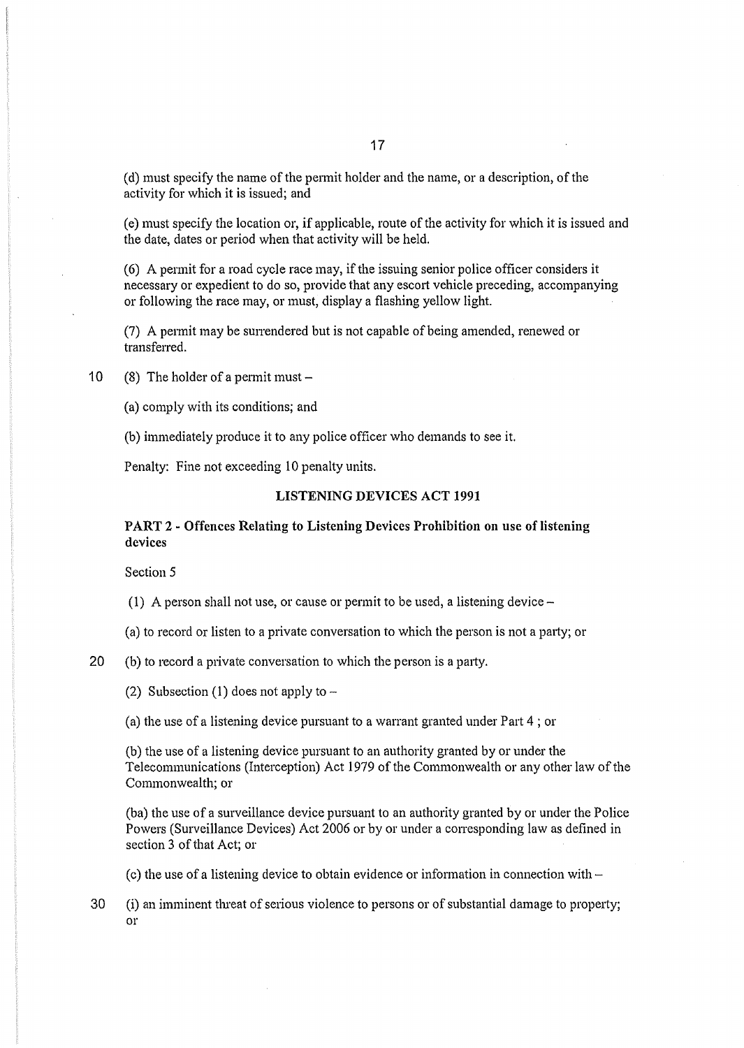(d) must specify the name of the permit holder and the name, or a description, of the activity for which it is issued; and

(e) must specify the location or, if applicable, route of the activity for which it is issued and the date, dates or period when that activity will be held.

(6) A permit for a road cycle race may, if the issuing senior police officer considers it necessary or expedient to do so, provide that any escort vehicle preceding, accompanying or following the race may, or must, display a flashing yellow light.

(7) A permit may be surrendered but is not capable of being amended, renewed or transferred.

(8) The holder of a permit must –

(a) comply with its conditions; and

(b) immediately produce it to any police officer who demands to see it.

Penalty: Fine not exceeding 10 penalty units.

## LISTENING DEVICES ACT 1991

### PART 2 - Offences Relating to Listening Devices Prohibition on use of listening devices

Section 5

(1) A person shall not use, or cause or permit to be used, a listening device –

(a) to record or listen to a private conversation to which the person is not a party; or

(b) to record a private conversation to which the person is a party.

(2) Subsection (1) does not apply to –

(a) the use of a listening device pursuant to a warrant granted under Part 4 ; or

(b) the use of a listening device pursuant to an authority granted by or under the Telecommunications (Interception) Act 1979 of the Commonwealth or any other law of the Commonwealth; or

(ba) the use of a surveillance device pursuant to an authority granted by or under the Police Powers (Surveillance Devices) Act 2006 or by or under a corresponding law as defined in section 3 of that Act; or

(c) the use of a listening device to obtain evidence or information in connection with –

(i) an imminent threat of serious violence to persons or of substantial damage to property; or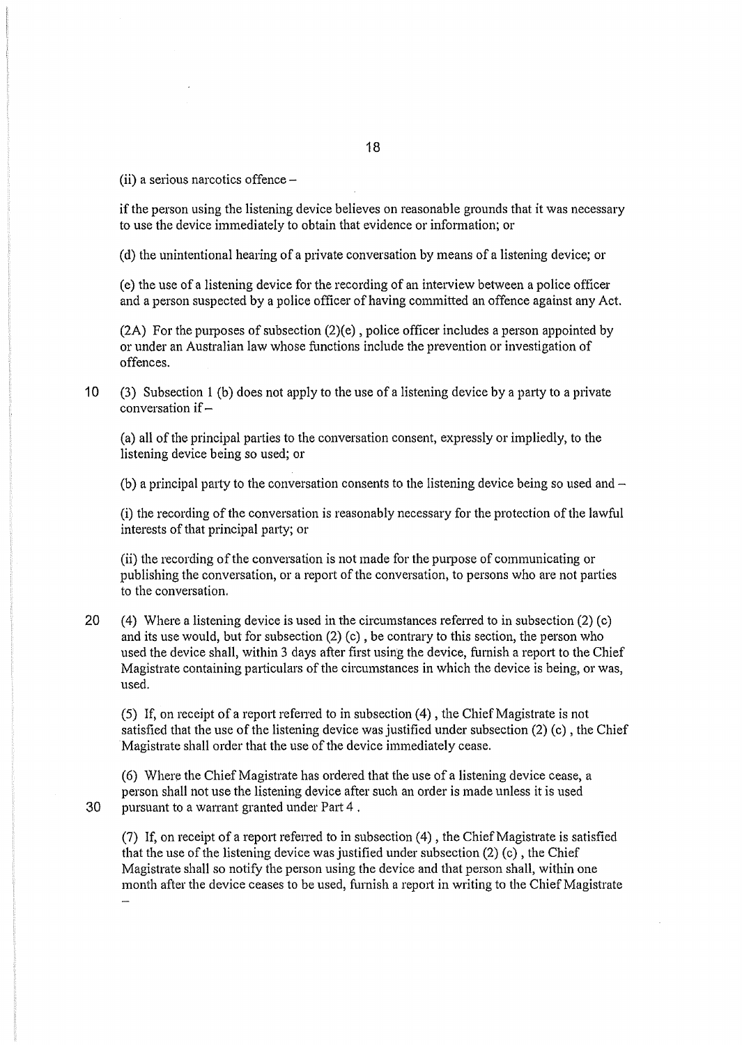(ii) a serious narcotics offence –

if the person using the listening device believes on reasonable grounds that it was necessary to use the device immediately to obtain that evidence or information; or

(d) the unintentional hearing of a private conversation by means of a listening device; or

(e) the use of a listening device for the recording of an interview between a police officer and a person suspected by a police officer of having committed an offence against any Act.

(2A) For the purposes of subsection (2)(e) , police officer includes a person appointed by or under an Australian law whose functions include the prevention or investigation of offences.

(3) Subsection 1 (b) does not apply to the use of a listening device by a party to a private conversation if –

(a) all of the principal parties to the conversation consent, expressly or impliedly, to the listening device being so used; or

(b) a principal party to the conversation consents to the listening device being so used and –

(i) the recording of the conversation is reasonably necessary for the protection of the lawful interests of that principal party; or

(ii) the recording of the conversation is not made for the purpose of communicating or publishing the conversation, or a report of the conversation, to persons who are not parties to the conversation.

(4) Where a listening device is used in the circumstances referred to in subsection (2) (c) and its use would, but for subsection (2) (c) , be contrary to this section, the person who used the device shall, within 3 days after first using the device, furnish a report to the Chief Magistrate containing particulars of the circumstances in which the device is being, or was, used.

(5) If, on receipt of a report referred to in subsection (4) , the Chief Magistrate is not satisfied that the use of the listening device was justified under subsection (2) (c) , the Chief Magistrate shall order that the use of the device immediately cease.

(6) Where the Chief Magistrate has ordered that the use of a listening device cease, a person shall not use the listening device after such an order is made unless it is used pursuant to a warrant granted under Part 4 .

(7) If, on receipt of a report referred to in subsection (4) , the Chief Magistrate is satisfied that the use of the listening device was justified under subsection (2) (c) , the Chief Magistrate shall so notify the person using the device and that person shall, within one month after the device ceases to be used, furnish a report in writing to the Chief Magistrate –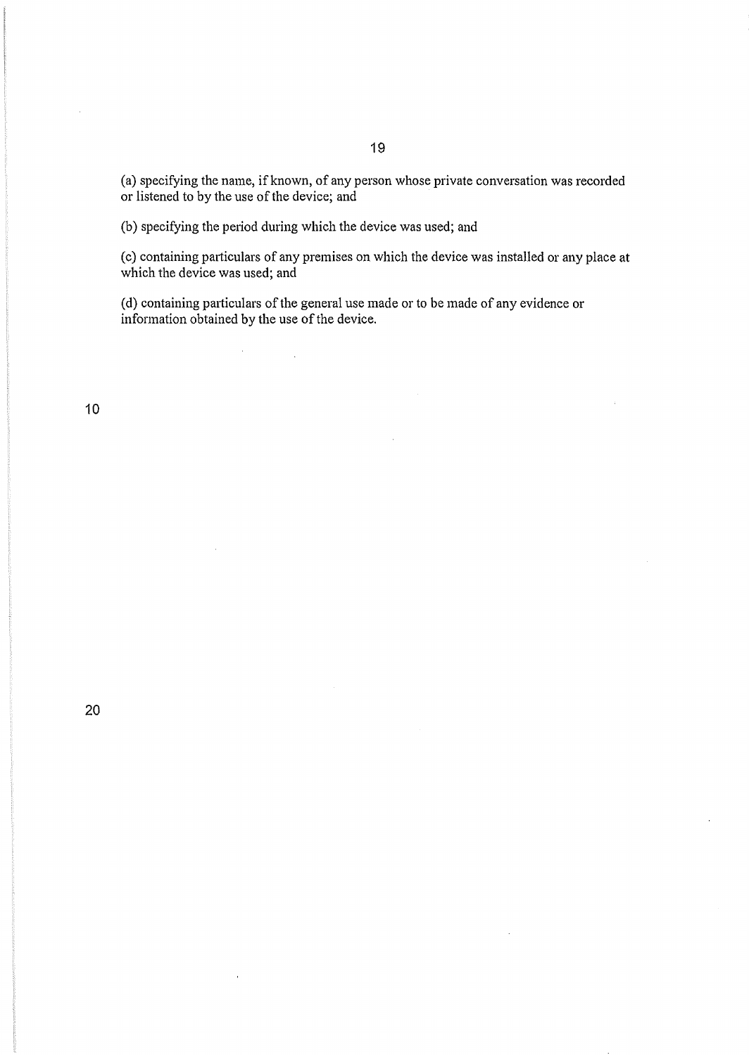(a) specifying the name, if known, of any person whose private conversation was recorded or listened to by the use of the device; and

(b) specifying the period during which the device was used; and

(c) containing particulars of any premises on which the device was installed or any place at which the device was used; and

(d) containing particulars of the general use made or to be made of any evidence or information obtained by the use of the device.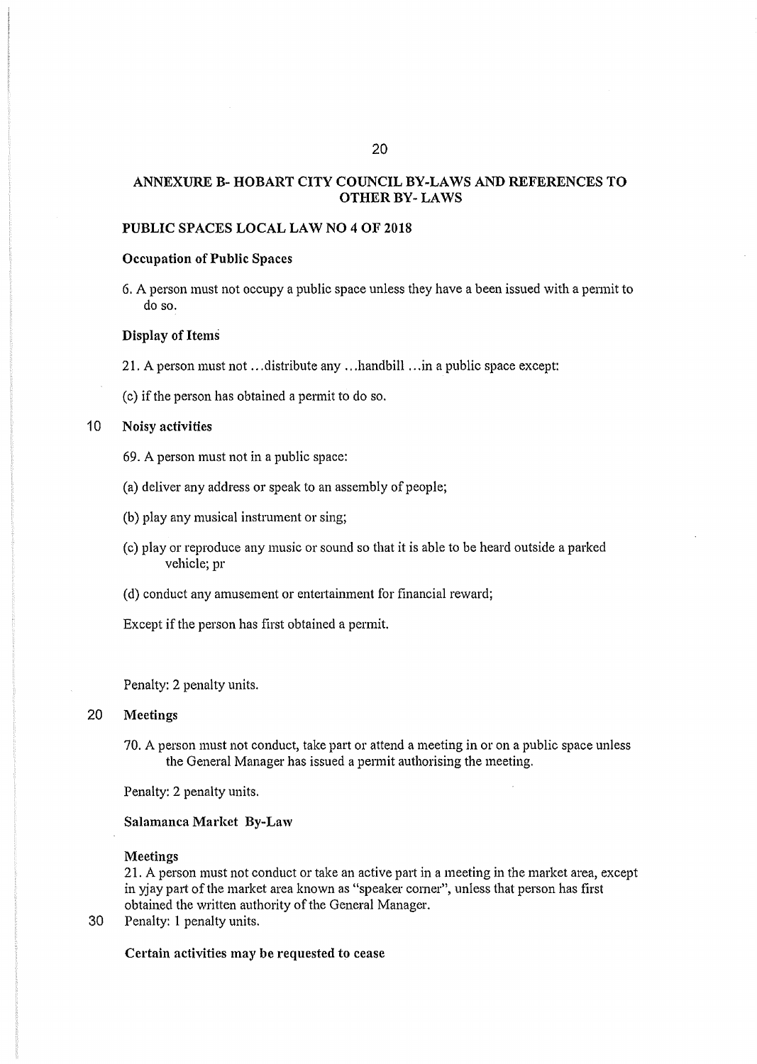## ANNEXURE B- HOBART CITY COUNCIL BY-LAWS AND REFERENCES TO OTHER BY- LAWS

### PUBLIC SPACES LOCAL LAW NO 4 OF 2018

**Occupation of Public Spaces**

6. A person must not occupy a public space unless they have a been issued with a permit to do so.

**Display of Items**

21. A person must not ...distribute any ...handbill ...in a public space except:

(c) if the person has obtained a permit to do so.

**Noisy activities**

69. A person must not in a public space:

(a) deliver any address or speak to an assembly of people;

(b) play any musical instrument or sing;

(c) play or reproduce any music or sound so that it is able to be heard outside a parked vehicle; pr

(d) conduct any amusement or entertainment for financial reward;

Except if the person has first obtained a permit.

Penalty: 2 penalty units.

**Meetings**

70. A person must not conduct, take part or attend a meeting in or on a public space unless the General Manager has issued a permit authorising the meeting.

Penalty: 2 penalty units.

**Salamanca Market By-Law**

**Meetings**

21. A person must not conduct or take an active part in a meeting in the market area, except in yjay part of the market area known as "speaker corner", unless that person has first obtained the written authority of the General Manager.

Penalty: 1 penalty units.

**Certain activities may be requested to cease**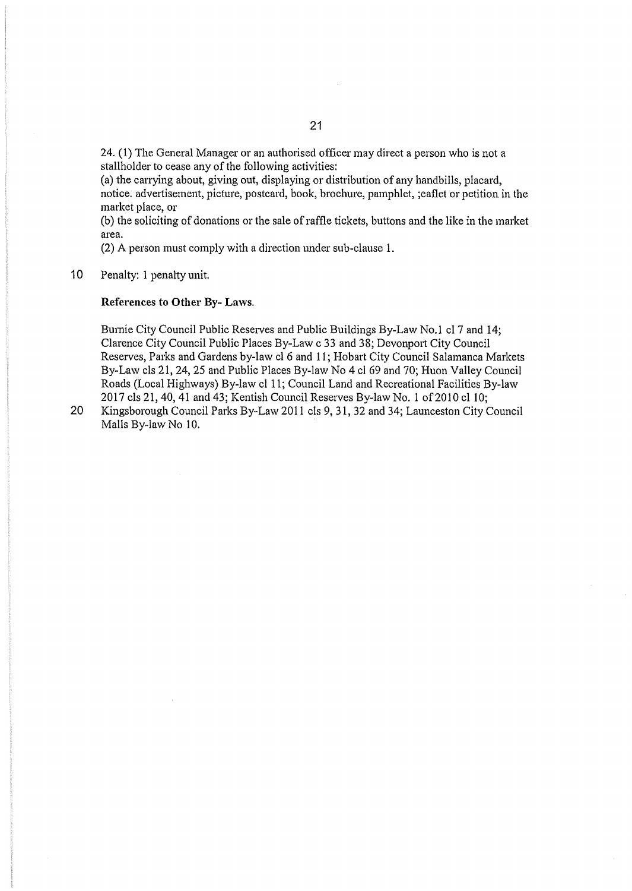24. (1) The General Manager or an authorised officer may direct a person who is not a stallholder to cease any of the following activities:

(a) the carrying about, giving out, displaying or distribution of any handbills, placard, notice. advertisement, picture, postcard, book, brochure, pamphlet, ;eaflet or petition in the market place, or

(b) the soliciting of donations or the sale of raffle tickets, buttons and the like in the market area.

(2) A person must comply with a direction under sub-clause 1.

Penalty: 1 penalty unit.

**References to Other By- Laws.**

Burnie City Council Public Reserves and Public Buildings By-Law No.1 cl 7 and 14; Clarence City Council Public Places By-Law c 33 and 38; Devonport City Council Reserves, Parks and Gardens by-law cl 6 and 11; Hobart City Council Salamanca Markets By-Law cls 21, 24, 25 and Public Places By-law No 4 cl 69 and 70; Huon Valley Council Roads (Local Highways) By-law cl 11; Council Land and Recreational Facilities By-law 2017 cls 21, 40, 41 and 43; Kentish Council Reserves By-law No. 1 of 2010 cl 10; Kingsborough Council Parks By-Law 2011 cls 9, 31, 32 and 34; Launceston City Council Malls By-law No 10.